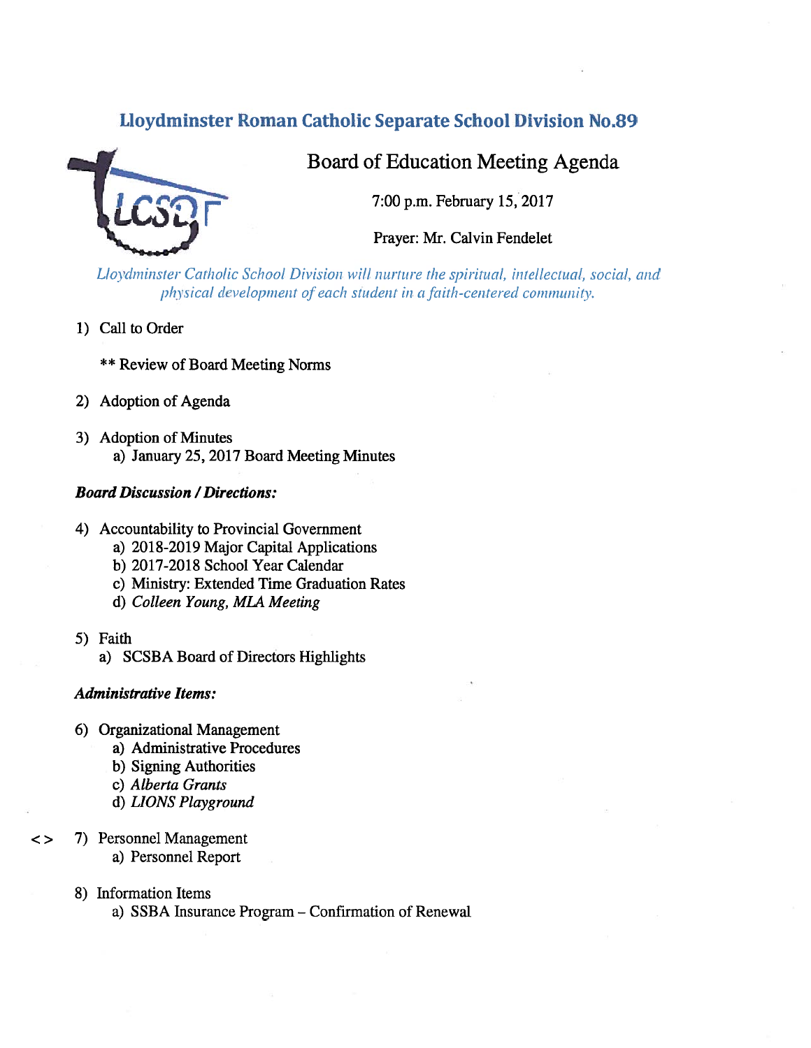# Lloydminster Roman Catholic Separate School Division No.89

## Board of Education Meeting Agenda

7:00 p.m. February 15, 2017

Prayer: Mr. Calvin Fendelet

*Lloydminster Catholic School Division will nurture the spiritual, intellectual, social, and physical development of each student in a faith-centered community.*

1) Call to Order

   ** Review of Board Meeting Norms

2) Adoption of Agenda

3) Adoption of Minutes
   a) January 25, 2017 Board Meeting Minutes

***Board Discussion / Directions:***

4) Accountability to Provincial Government
   a) 2018-2019 Major Capital Applications
   b) 2017-2018 School Year Calendar
   c) Ministry: Extended Time Graduation Rates
   d) *Colleen Young, MLA Meeting*

5) Faith
   a) SCSBA Board of Directors Highlights

***Administrative Items:***

6) Organizational Management
   a) Administrative Procedures
   b) Signing Authorities
   c) *Alberta Grants*
   d) *LIONS Playground*

<> 7) Personnel Management
   a) Personnel Report

8) Information Items
   a) SSBA Insurance Program – Confirmation of Renewal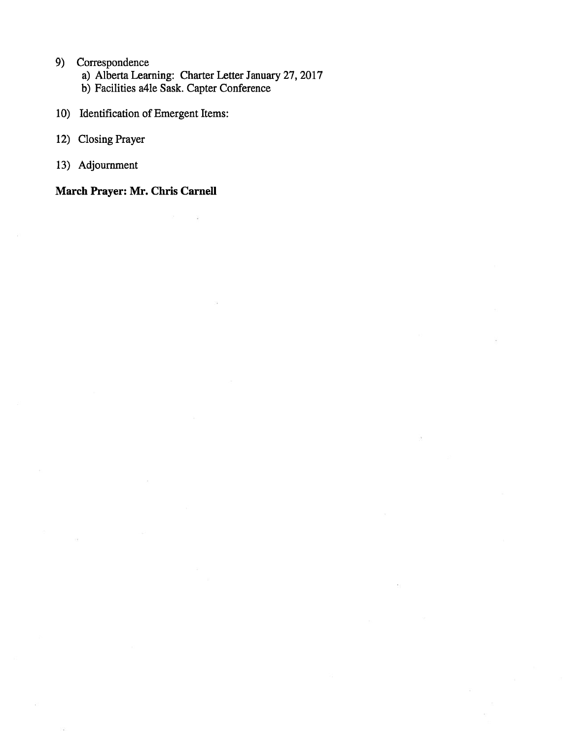9) Correspondence
   a) Alberta Learning: Charter Letter January 27, 2017
   b) Facilities a4le Sask. Capter Conference

10) Identification of Emergent Items:

12) Closing Prayer

13) Adjournment

**March Prayer: Mr. Chris Carnell**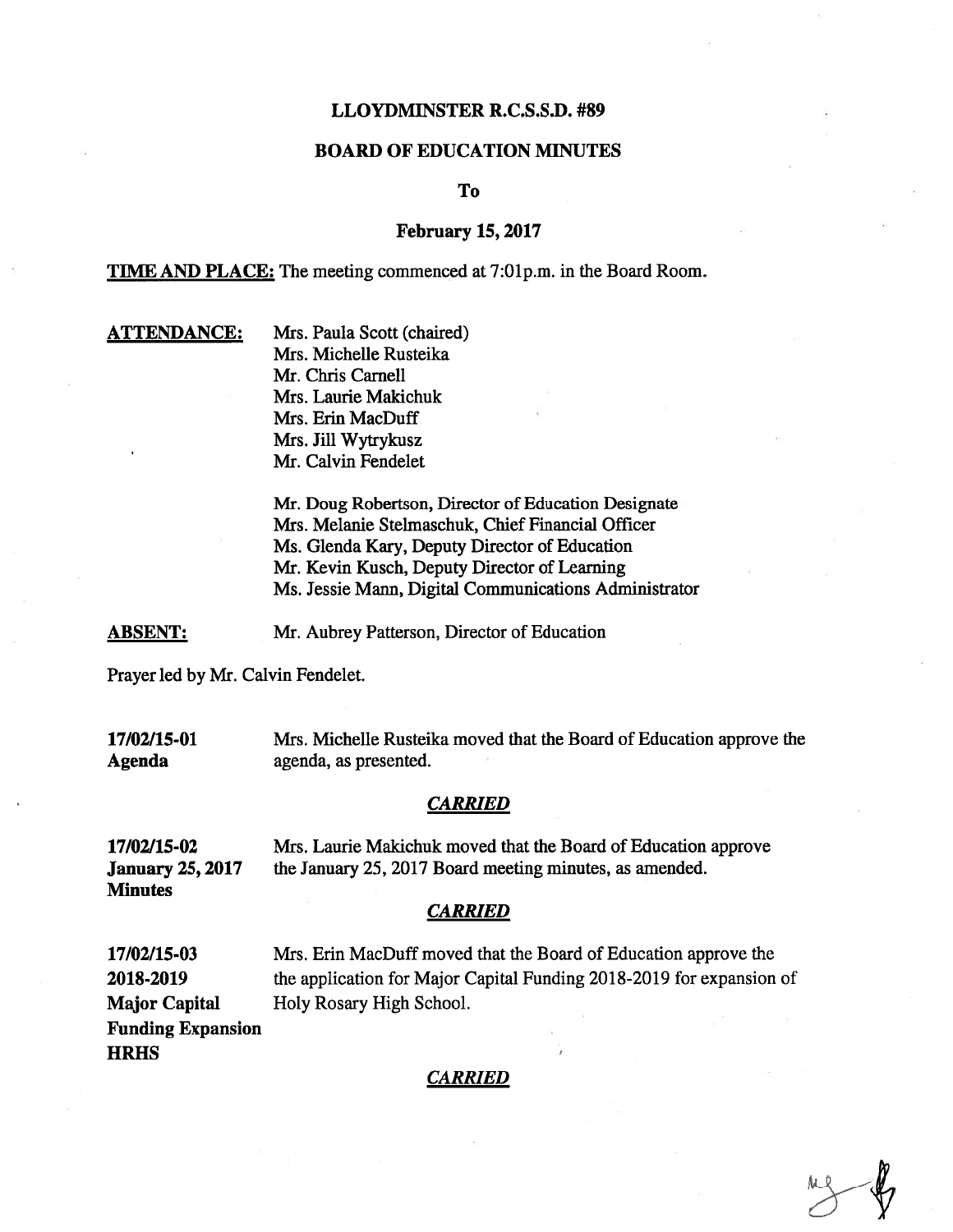# LLOYDMINSTER R.C.S.S.D. #89

## BOARD OF EDUCATION MINUTES

**To**

**February 15, 2017**

**TIME AND PLACE:** The meeting commenced at 7:01p.m. in the Board Room.

**ATTENDANCE:**

Mrs. Paula Scott (chaired)
Mrs. Michelle Rusteika
Mr. Chris Carnell
Mrs. Laurie Makichuk
Mrs. Erin MacDuff
Mrs. Jill Wytrykusz
Mr. Calvin Fendelet

Mr. Doug Robertson, Director of Education Designate
Mrs. Melanie Stelmaschuk, Chief Financial Officer
Ms. Glenda Kary, Deputy Director of Education
Mr. Kevin Kusch, Deputy Director of Learning
Ms. Jessie Mann, Digital Communications Administrator

**ABSENT:** Mr. Aubrey Patterson, Director of Education

Prayer led by Mr. Calvin Fendelet.

**17/02/15-01**
**Agenda**

Mrs. Michelle Rusteika moved that the Board of Education approve the agenda, as presented.

***CARRIED***

**17/02/15-02**
**January 25, 2017 Minutes**

Mrs. Laurie Makichuk moved that the Board of Education approve the January 25, 2017 Board meeting minutes, as amended.

***CARRIED***

**17/02/15-03**
**2018-2019 Major Capital Funding Expansion HRHS**

Mrs. Erin MacDuff moved that the Board of Education approve the the application for Major Capital Funding 2018-2019 for expansion of Holy Rosary High School.

***CARRIED***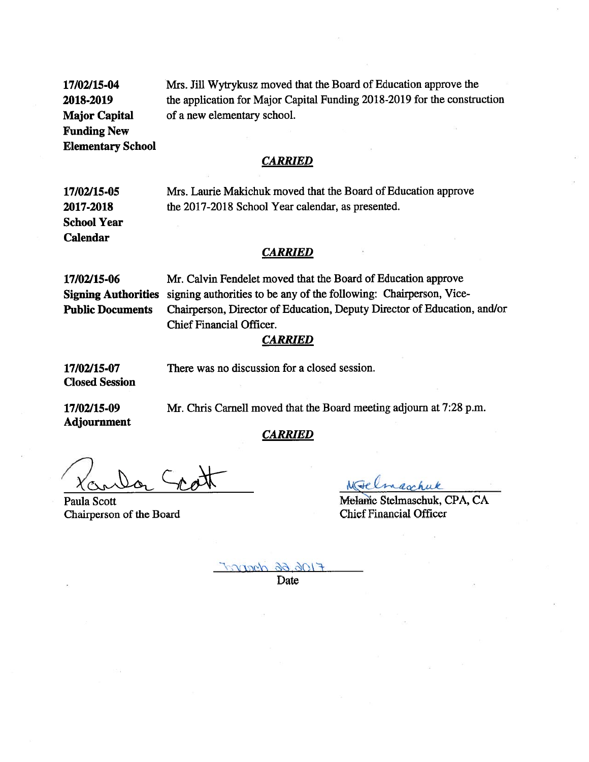**17/02/15-04**
**2018-2019**
**Major Capital Funding New Elementary School**

Mrs. Jill Wytrykusz moved that the Board of Education approve the the application for Major Capital Funding 2018-2019 for the construction of a new elementary school.

***CARRIED***

**17/02/15-05**
**2017-2018**
**School Year Calendar**

Mrs. Laurie Makichuk moved that the Board of Education approve the 2017-2018 School Year calendar, as presented.

***CARRIED***

**17/02/15-06**
**Signing Authorities**
**Public Documents**

Mr. Calvin Fendelet moved that the Board of Education approve signing authorities to be any of the following: Chairperson, Vice-Chairperson, Director of Education, Deputy Director of Education, and/or Chief Financial Officer.

***CARRIED***

**17/02/15-07**
**Closed Session**

There was no discussion for a closed session.

**17/02/15-09**
**Adjournment**

Mr. Chris Carnell moved that the Board meeting adjourn at 7:28 p.m.

***CARRIED***

Paula Scott
Chairperson of the Board

Melanie Stelmaschuk, CPA, CA
Chief Financial Officer

March 22, 2017
Date